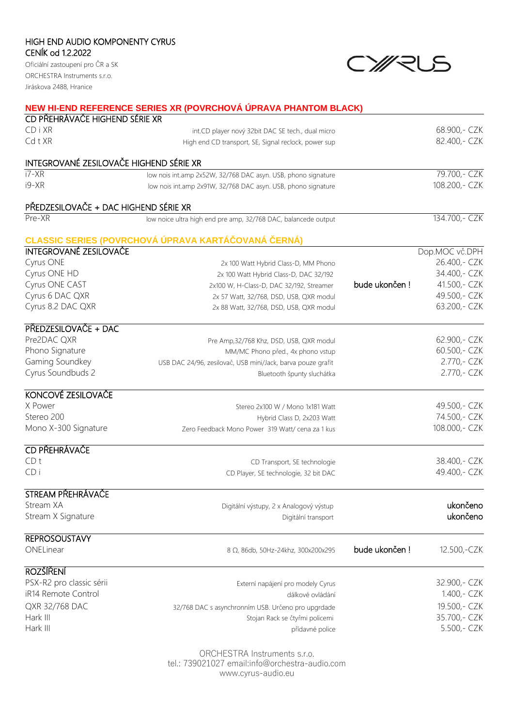HIGH END AUDIO KOMPONENTY CYRUS

CENÍK od 1.2.2022

Oficiální zastoupení pro ČR a SK

ORCHESTRA Instruments s.r.o.

Jiráskova 2488, Hranice

CYRUS

## NEW HI-END REFERENCE SERIES XR (POVRCHOVÁ ÚPRAVA PHANTOM BLACK)

### CD PŘEHRÁVAČE HIGHEND SÉRIE XR

| | | |
|---|---|---|
| CD i XR | int.CD player nový 32bit DAC SE tech., dual micro | 68.900,- CZK |
| Cd t XR | High end CD transport, SE, Signal reclock, power sup | 82.400,- CZK |

### INTEGROVANÉ ZESILOVAČE HIGHEND SÉRIE XR

| | | |
|---|---|---|
| i7-XR | low nois int.amp 2x52W, 32/768 DAC asyn. USB, phono signature | 79.700,- CZK |
| i9-XR | low nois int.amp 2x91W, 32/768 DAC asyn. USB, phono signature | 108.200,- CZK |

### PŘEDZESILOVAČE + DAC HIGHEND SÉRIE XR

| | | |
|---|---|---|
| Pre-XR | low noice ultra high end pre amp, 32/768 DAC, balancede output | 134.700,- CZK |

## CLASSIC SERIES (POVRCHOVÁ ÚPRAVA KARTÁČOVANÁ ČERNÁ)

### INTEGROVANÉ ZESILOVAČE

| | | | Dop.MOC vč.DPH |
|---|---|---|---|
| Cyrus ONE | 2x 100 Watt Hybrid Class-D, MM Phono | | 26.400,- CZK |
| Cyrus ONE HD | 2x 100 Watt Hybrid Class-D, DAC 32/192 | | 34.400,- CZK |
| Cyrus ONE CAST | 2x100 W, H-Class-D, DAC 32/192, Streamer | bude ukončen ! | 41.500,- CZK |
| Cyrus 6 DAC QXR | 2x 57 Watt, 32/768, DSD, USB, QXR modul | | 49.500,- CZK |
| Cyrus 8.2 DAC QXR | 2x 88 Watt, 32/768, DSD, USB, QXR modul | | 63.200,- CZK |

### PŘEDZESILOVAČE + DAC

| | | |
|---|---|---|
| Pre2DAC QXR | Pre Amp,32/768 Khz, DSD, USB, QXR modul | 62.900,- CZK |
| Phono Signature | MM/MC Phono před., 4x phono vstup | 60.500,- CZK |
| Gaming Soundkey | USB DAC 24/96, zesilovač, USB mini/Jack, barva pouze grafit | 2.770,- CZK |
| Cyrus Soundbuds 2 | Bluetooth špunty sluchátka | 2.770,- CZK |

### KONCOVÉ ZESILOVAČE

| | | |
|---|---|---|
| X Power | Stereo 2x100 W / Mono 1x181 Watt | 49.500,- CZK |
| Stereo 200 | Hybrid Class D, 2x203 Watt | 74.500,- CZK |
| Mono X-300 Signature | Zero Feedback Mono Power 319 Watt/ cena za 1 kus | 108.000,- CZK |

### CD PŘEHRÁVAČE

| | | |
|---|---|---|
| CD t | CD Transport, SE technologie | 38.400,- CZK |
| CD i | CD Player, SE technologie, 32 bit DAC | 49.400,- CZK |

### STREAM PŘEHRÁVAČE

| | | |
|---|---|---|
| Stream XA | Digitální výstupy, 2 x Analogový výstup | ukončeno |
| Stream X Signature | Digitální transport | ukončeno |

### REPROSOUSTAVY

| | | | |
|---|---|---|---|
| ONELinear | 8 Ω, 86db, 50Hz-24khz, 300x200x295 | bude ukončen ! | 12.500,-CZK |

### ROZŠÍŘENÍ

| | | |
|---|---|---|
| PSX-R2 pro classic sérii | Externí napájení pro modely Cyrus | 32.900,- CZK |
| iR14 Remote Control | dálkové ovládání | 1.400,- CZK |
| QXR 32/768 DAC | 32/768 DAC s asynchronním USB. Určeno pro upgrdade | 19.500,- CZK |
| Hark III | Stojan Rack se čtyřmi policemi | 35.700,- CZK |
| Hark III | přídavné police | 5.500,- CZK |

ORCHESTRA Instruments s.r.o.
tel.: 739021027 email:info@orchestra-audio.com
www.cyrus-audio.eu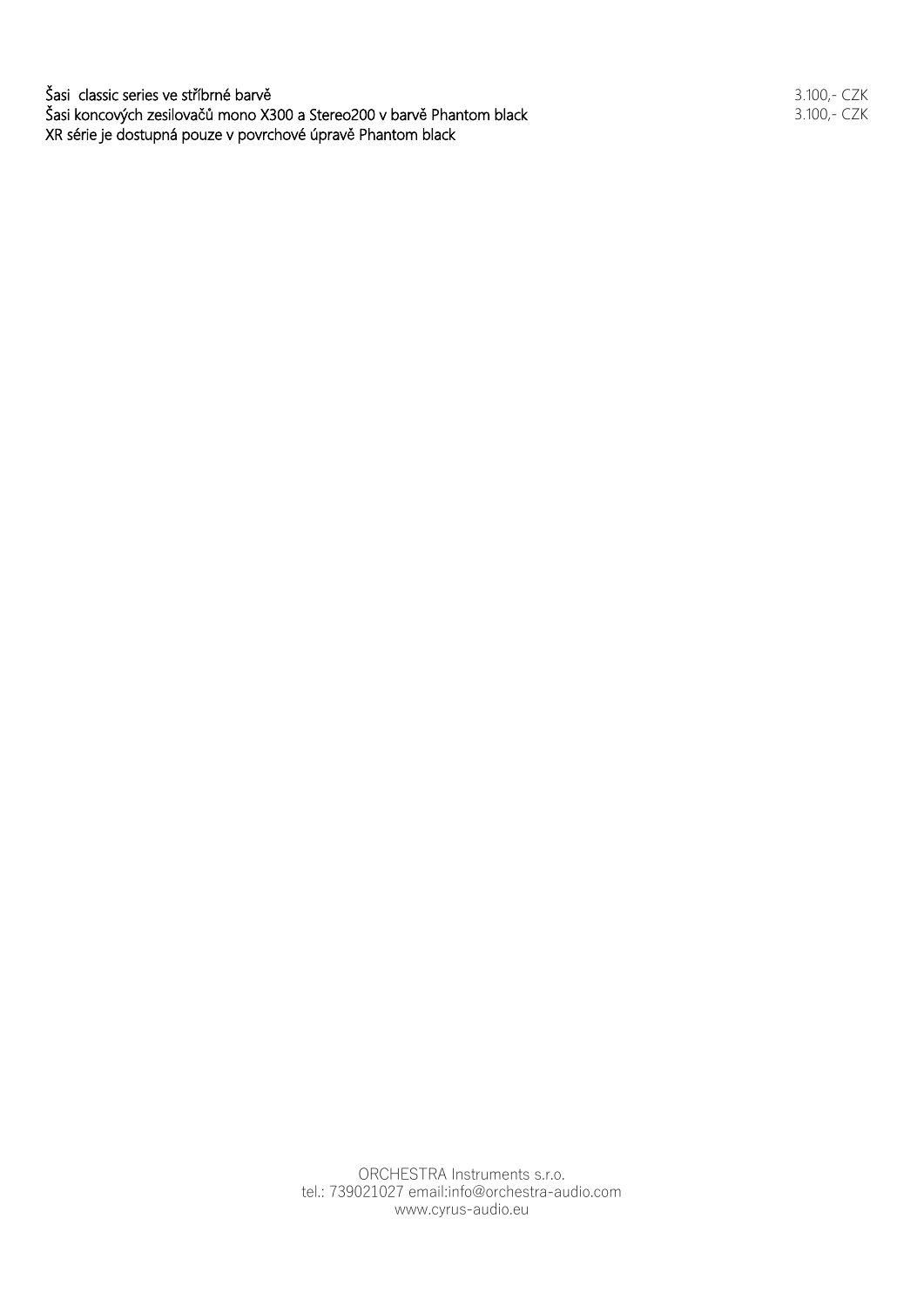| | |
|---|---|
| Šasi  classic series ve stříbrné barvě | 3.100,- CZK |
| Šasi koncových zesilovačů mono X300 a Stereo200 v barvě Phantom black | 3.100,- CZK |
| XR série je dostupná pouze v povrchové úpravě Phantom black | |